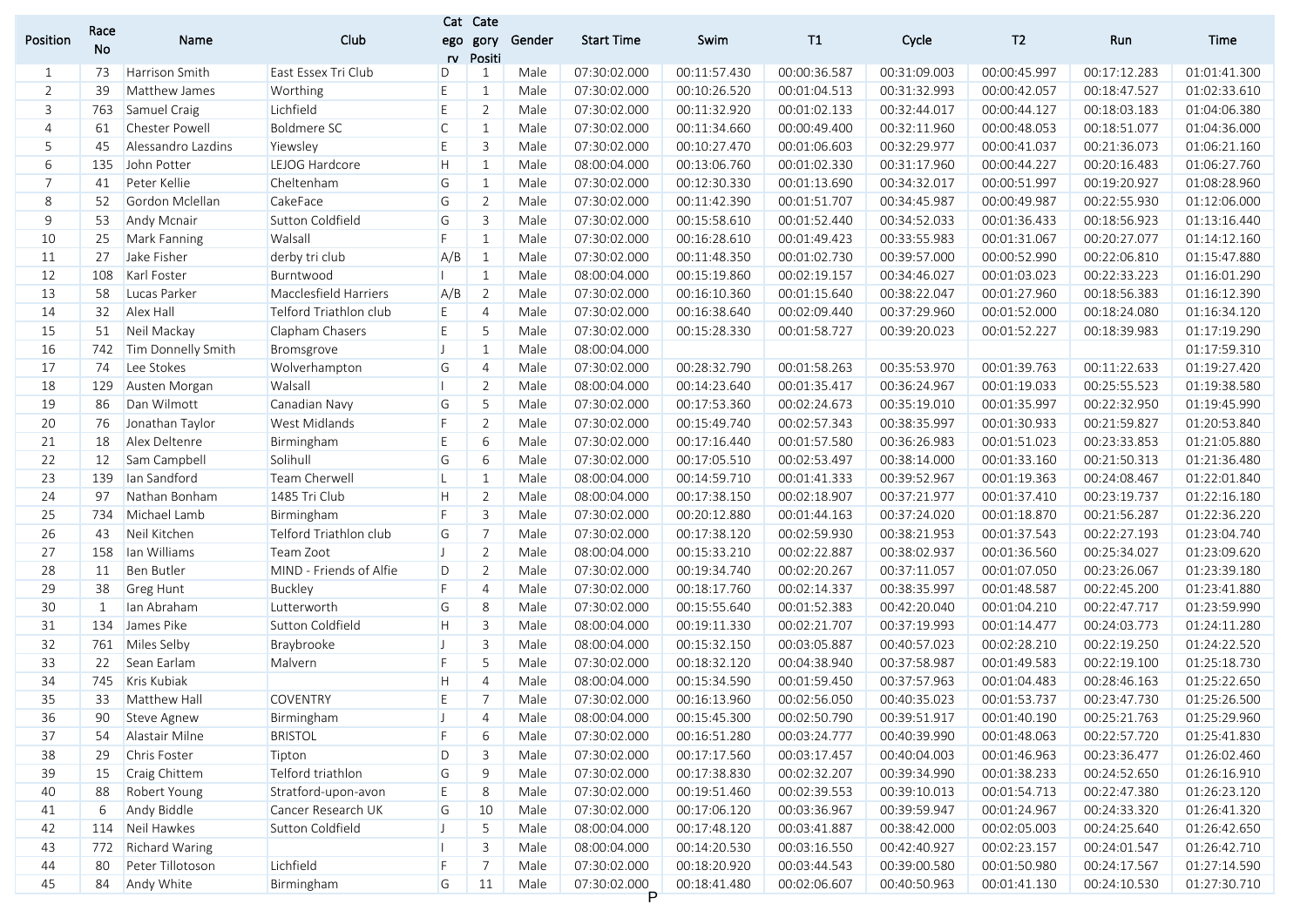| Position | Race No | Name | Club | Category | Category Position | Gender | Start Time | Swim | T1 | Cycle | T2 | Run | Time |
|---|---|---|---|---|---|---|---|---|---|---|---|---|---|
| 1 | 73 | Harrison Smith | East Essex Tri Club | D | 1 | Male | 07:30:02.000 | 00:11:57.430 | 00:00:36.587 | 00:31:09.003 | 00:00:45.997 | 00:17:12.283 | 01:01:41.300 |
| 2 | 39 | Matthew James | Worthing | E | 1 | Male | 07:30:02.000 | 00:10:26.520 | 00:01:04.513 | 00:31:32.993 | 00:00:42.057 | 00:18:47.527 | 01:02:33.610 |
| 3 | 763 | Samuel Craig | Lichfield | E | 2 | Male | 07:30:02.000 | 00:11:32.920 | 00:01:02.133 | 00:32:44.017 | 00:00:44.127 | 00:18:03.183 | 01:04:06.380 |
| 4 | 61 | Chester Powell | Boldmere SC | C | 1 | Male | 07:30:02.000 | 00:11:34.660 | 00:00:49.400 | 00:32:11.960 | 00:00:48.053 | 00:18:51.077 | 01:04:36.000 |
| 5 | 45 | Alessandro Lazdins | Yiewsley | E | 3 | Male | 07:30:02.000 | 00:10:27.470 | 00:01:06.603 | 00:32:29.977 | 00:00:41.037 | 00:21:36.073 | 01:06:21.160 |
| 6 | 135 | John Potter | LEJOG Hardcore | H | 1 | Male | 08:00:04.000 | 00:13:06.760 | 00:01:02.330 | 00:31:17.960 | 00:00:44.227 | 00:20:16.483 | 01:06:27.760 |
| 7 | 41 | Peter Kellie | Cheltenham | G | 1 | Male | 07:30:02.000 | 00:12:30.330 | 00:01:13.690 | 00:34:32.017 | 00:00:51.997 | 00:19:20.927 | 01:08:28.960 |
| 8 | 52 | Gordon Mclellan | CakeFace | G | 2 | Male | 07:30:02.000 | 00:11:42.390 | 00:01:51.707 | 00:34:45.987 | 00:00:49.987 | 00:22:55.930 | 01:12:06.000 |
| 9 | 53 | Andy Mcnair | Sutton Coldfield | G | 3 | Male | 07:30:02.000 | 00:15:58.610 | 00:01:52.440 | 00:34:52.033 | 00:01:36.433 | 00:18:56.923 | 01:13:16.440 |
| 10 | 25 | Mark Fanning | Walsall | F | 1 | Male | 07:30:02.000 | 00:16:28.610 | 00:01:49.423 | 00:33:55.983 | 00:01:31.067 | 00:20:27.077 | 01:14:12.160 |
| 11 | 27 | Jake Fisher | derby tri club | A/B | 1 | Male | 07:30:02.000 | 00:11:48.350 | 00:01:02.730 | 00:39:57.000 | 00:00:52.990 | 00:22:06.810 | 01:15:47.880 |
| 12 | 108 | Karl Foster | Burntwood | I | 1 | Male | 08:00:04.000 | 00:15:19.860 | 00:02:19.157 | 00:34:46.027 | 00:01:03.023 | 00:22:33.223 | 01:16:01.290 |
| 13 | 58 | Lucas Parker | Macclesfield Harriers | A/B | 2 | Male | 07:30:02.000 | 00:16:10.360 | 00:01:15.640 | 00:38:22.047 | 00:01:27.960 | 00:18:56.383 | 01:16:12.390 |
| 14 | 32 | Alex Hall | Telford Triathlon club | E | 4 | Male | 07:30:02.000 | 00:16:38.640 | 00:02:09.440 | 00:37:29.960 | 00:01:52.000 | 00:18:24.080 | 01:16:34.120 |
| 15 | 51 | Neil Mackay | Clapham Chasers | E | 5 | Male | 07:30:02.000 | 00:15:28.330 | 00:01:58.727 | 00:39:20.023 | 00:01:52.227 | 00:18:39.983 | 01:17:19.290 |
| 16 | 742 | Tim Donnelly Smith | Bromsgrove | J | 1 | Male | 08:00:04.000 | | | | | | 01:17:59.310 |
| 17 | 74 | Lee Stokes | Wolverhampton | G | 4 | Male | 07:30:02.000 | 00:28:32.790 | 00:01:58.263 | 00:35:53.970 | 00:01:39.763 | 00:11:22.633 | 01:19:27.420 |
| 18 | 129 | Austen Morgan | Walsall | I | 2 | Male | 08:00:04.000 | 00:14:23.640 | 00:01:35.417 | 00:36:24.967 | 00:01:19.033 | 00:25:55.523 | 01:19:38.580 |
| 19 | 86 | Dan Wilmott | Canadian Navy | G | 5 | Male | 07:30:02.000 | 00:17:53.360 | 00:02:24.673 | 00:35:19.010 | 00:01:35.997 | 00:22:32.950 | 01:19:45.990 |
| 20 | 76 | Jonathan Taylor | West Midlands | F | 2 | Male | 07:30:02.000 | 00:15:49.740 | 00:02:57.343 | 00:38:35.997 | 00:01:30.933 | 00:21:59.827 | 01:20:53.840 |
| 21 | 18 | Alex Deltenre | Birmingham | E | 6 | Male | 07:30:02.000 | 00:17:16.440 | 00:01:57.580 | 00:36:26.983 | 00:01:51.023 | 00:23:33.853 | 01:21:05.880 |
| 22 | 12 | Sam Campbell | Solihull | G | 6 | Male | 07:30:02.000 | 00:17:05.510 | 00:02:53.497 | 00:38:14.000 | 00:01:33.160 | 00:21:50.313 | 01:21:36.480 |
| 23 | 139 | Ian Sandford | Team Cherwell | L | 1 | Male | 08:00:04.000 | 00:14:59.710 | 00:01:41.333 | 00:39:52.967 | 00:01:19.363 | 00:24:08.467 | 01:22:01.840 |
| 24 | 97 | Nathan Bonham | 1485 Tri Club | H | 2 | Male | 08:00:04.000 | 00:17:38.150 | 00:02:18.907 | 00:37:21.977 | 00:01:37.410 | 00:23:19.737 | 01:22:16.180 |
| 25 | 734 | Michael Lamb | Birmingham | F | 3 | Male | 07:30:02.000 | 00:20:12.880 | 00:01:44.163 | 00:37:24.020 | 00:01:18.870 | 00:21:56.287 | 01:22:36.220 |
| 26 | 43 | Neil Kitchen | Telford Triathlon club | G | 7 | Male | 07:30:02.000 | 00:17:38.120 | 00:02:59.930 | 00:38:21.953 | 00:01:37.543 | 00:22:27.193 | 01:23:04.740 |
| 27 | 158 | Ian Williams | Team Zoot | J | 2 | Male | 08:00:04.000 | 00:15:33.210 | 00:02:22.887 | 00:38:02.937 | 00:01:36.560 | 00:25:34.027 | 01:23:09.620 |
| 28 | 11 | Ben Butler | MIND - Friends of Alfie | D | 2 | Male | 07:30:02.000 | 00:19:34.740 | 00:02:20.267 | 00:37:11.057 | 00:01:07.050 | 00:23:26.067 | 01:23:39.180 |
| 29 | 38 | Greg Hunt | Buckley | F | 4 | Male | 07:30:02.000 | 00:18:17.760 | 00:02:14.337 | 00:38:35.997 | 00:01:48.587 | 00:22:45.200 | 01:23:41.880 |
| 30 | 1 | Ian Abraham | Lutterworth | G | 8 | Male | 07:30:02.000 | 00:15:55.640 | 00:01:52.383 | 00:42:20.040 | 00:01:04.210 | 00:22:47.717 | 01:23:59.990 |
| 31 | 134 | James Pike | Sutton Coldfield | H | 3 | Male | 08:00:04.000 | 00:19:11.330 | 00:02:21.707 | 00:37:19.993 | 00:01:14.477 | 00:24:03.773 | 01:24:11.280 |
| 32 | 761 | Miles Selby | Braybrooke | J | 3 | Male | 08:00:04.000 | 00:15:32.150 | 00:03:05.887 | 00:40:57.023 | 00:02:28.210 | 00:22:19.250 | 01:24:22.520 |
| 33 | 22 | Sean Earlam | Malvern | F | 5 | Male | 07:30:02.000 | 00:18:32.120 | 00:04:38.940 | 00:37:58.987 | 00:01:49.583 | 00:22:19.100 | 01:25:18.730 |
| 34 | 745 | Kris Kubiak | | H | 4 | Male | 08:00:04.000 | 00:15:34.590 | 00:01:59.450 | 00:37:57.963 | 00:01:04.483 | 00:28:46.163 | 01:25:22.650 |
| 35 | 33 | Matthew Hall | COVENTRY | E | 7 | Male | 07:30:02.000 | 00:16:13.960 | 00:02:56.050 | 00:40:35.023 | 00:01:53.737 | 00:23:47.730 | 01:25:26.500 |
| 36 | 90 | Steve Agnew | Birmingham | J | 4 | Male | 08:00:04.000 | 00:15:45.300 | 00:02:50.790 | 00:39:51.917 | 00:01:40.190 | 00:25:21.763 | 01:25:29.960 |
| 37 | 54 | Alastair Milne | BRISTOL | F | 6 | Male | 07:30:02.000 | 00:16:51.280 | 00:03:24.777 | 00:40:39.990 | 00:01:48.063 | 00:22:57.720 | 01:25:41.830 |
| 38 | 29 | Chris Foster | Tipton | D | 3 | Male | 07:30:02.000 | 00:17:17.560 | 00:03:17.457 | 00:40:04.003 | 00:01:46.963 | 00:23:36.477 | 01:26:02.460 |
| 39 | 15 | Craig Chittem | Telford triathlon | G | 9 | Male | 07:30:02.000 | 00:17:38.830 | 00:02:32.207 | 00:39:34.990 | 00:01:38.233 | 00:24:52.650 | 01:26:16.910 |
| 40 | 88 | Robert Young | Stratford-upon-avon | E | 8 | Male | 07:30:02.000 | 00:19:51.460 | 00:02:39.553 | 00:39:10.013 | 00:01:54.713 | 00:22:47.380 | 01:26:23.120 |
| 41 | 6 | Andy Biddle | Cancer Research UK | G | 10 | Male | 07:30:02.000 | 00:17:06.120 | 00:03:36.967 | 00:39:59.947 | 00:01:24.967 | 00:24:33.320 | 01:26:41.320 |
| 42 | 114 | Neil Hawkes | Sutton Coldfield | J | 5 | Male | 08:00:04.000 | 00:17:48.120 | 00:03:41.887 | 00:38:42.000 | 00:02:05.003 | 00:24:25.640 | 01:26:42.650 |
| 43 | 772 | Richard Waring | | I | 3 | Male | 08:00:04.000 | 00:14:20.530 | 00:03:16.550 | 00:42:40.927 | 00:02:23.157 | 00:24:01.547 | 01:26:42.710 |
| 44 | 80 | Peter Tillotoson | Lichfield | F | 7 | Male | 07:30:02.000 | 00:18:20.920 | 00:03:44.543 | 00:39:00.580 | 00:01:50.980 | 00:24:17.567 | 01:27:14.590 |
| 45 | 84 | Andy White | Birmingham | G | 11 | Male | 07:30:02.000 | 00:18:41.480 | 00:02:06.607 | 00:40:50.963 | 00:01:41.130 | 00:24:10.530 | 01:27:30.710 |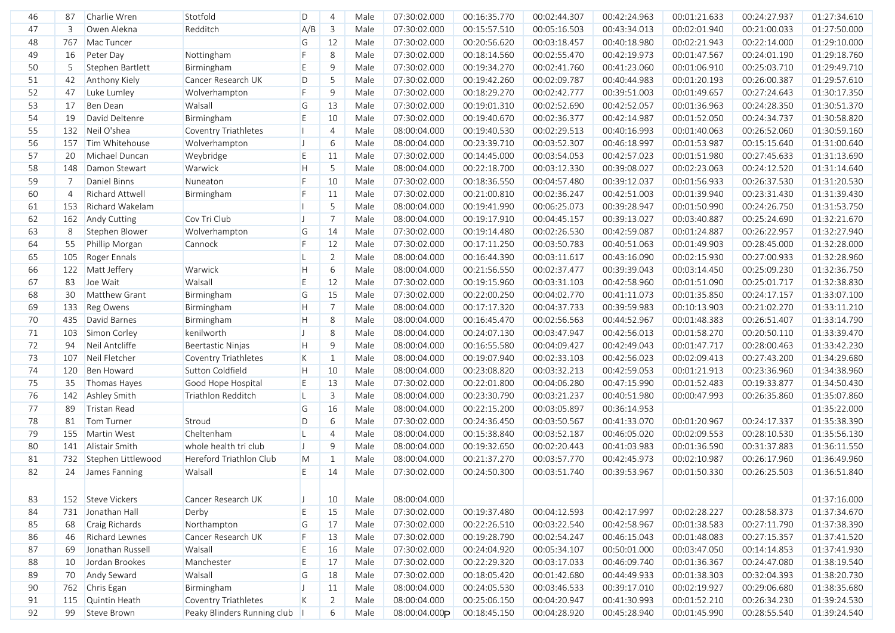| | | | | | | | | | | | | | | |
|---|---|---|---|---|---|---|---|---|---|---|---|---|---|---|
| 46 | 87 | Charlie Wren | Stotfold | D | 4 | Male | 07:30:02.000 | 00:16:35.770 | 00:02:44.307 | 00:42:24.963 | 00:01:21.633 | 00:24:27.937 | 01:27:34.610 |
| 47 | 3 | Owen Alekna | Redditch | A/B | 3 | Male | 07:30:02.000 | 00:15:57.510 | 00:05:16.503 | 00:43:34.013 | 00:02:01.940 | 00:21:00.033 | 01:27:50.000 |
| 48 | 767 | Mac Tuncer | | G | 12 | Male | 07:30:02.000 | 00:20:56.620 | 00:03:18.457 | 00:40:18.980 | 00:02:21.943 | 00:22:14.000 | 01:29:10.000 |
| 49 | 16 | Peter Day | Nottingham | F | 8 | Male | 07:30:02.000 | 00:18:14.560 | 00:02:55.470 | 00:42:19.973 | 00:01:47.567 | 00:24:01.190 | 01:29:18.760 |
| 50 | 5 | Stephen Bartlett | Birmingham | E | 9 | Male | 07:30:02.000 | 00:19:34.270 | 00:02:41.760 | 00:41:23.060 | 00:01:06.910 | 00:25:03.710 | 01:29:49.710 |
| 51 | 42 | Anthony Kiely | Cancer Research UK | D | 5 | Male | 07:30:02.000 | 00:19:42.260 | 00:02:09.787 | 00:40:44.983 | 00:01:20.193 | 00:26:00.387 | 01:29:57.610 |
| 52 | 47 | Luke Lumley | Wolverhampton | F | 9 | Male | 07:30:02.000 | 00:18:29.270 | 00:02:42.777 | 00:39:51.003 | 00:01:49.657 | 00:27:24.643 | 01:30:17.350 |
| 53 | 17 | Ben Dean | Walsall | G | 13 | Male | 07:30:02.000 | 00:19:01.310 | 00:02:52.690 | 00:42:52.057 | 00:01:36.963 | 00:24:28.350 | 01:30:51.370 |
| 54 | 19 | David Deltenre | Birmingham | E | 10 | Male | 07:30:02.000 | 00:19:40.670 | 00:02:36.377 | 00:42:14.987 | 00:01:52.050 | 00:24:34.737 | 01:30:58.820 |
| 55 | 132 | Neil O'shea | Coventry Triathletes | I | 4 | Male | 08:00:04.000 | 00:19:40.530 | 00:02:29.513 | 00:40:16.993 | 00:01:40.063 | 00:26:52.060 | 01:30:59.160 |
| 56 | 157 | Tim Whitehouse | Wolverhampton | J | 6 | Male | 08:00:04.000 | 00:23:39.710 | 00:03:52.307 | 00:46:18.997 | 00:01:53.987 | 00:15:15.640 | 01:31:00.640 |
| 57 | 20 | Michael Duncan | Weybridge | E | 11 | Male | 07:30:02.000 | 00:14:45.000 | 00:03:54.053 | 00:42:57.023 | 00:01:51.980 | 00:27:45.633 | 01:31:13.690 |
| 58 | 148 | Damon Stewart | Warwick | H | 5 | Male | 08:00:04.000 | 00:22:18.700 | 00:03:12.330 | 00:39:08.027 | 00:02:23.063 | 00:24:12.520 | 01:31:14.640 |
| 59 | 7 | Daniel Binns | Nuneaton | F | 10 | Male | 07:30:02.000 | 00:18:36.550 | 00:04:57.480 | 00:39:12.037 | 00:01:56.933 | 00:26:37.530 | 01:31:20.530 |
| 60 | 4 | Richard Attwell | Birmingham | F | 11 | Male | 07:30:02.000 | 00:21:00.810 | 00:02:36.247 | 00:42:51.003 | 00:01:39.940 | 00:23:31.430 | 01:31:39.430 |
| 61 | 153 | Richard Wakelam | | I | 5 | Male | 08:00:04.000 | 00:19:41.990 | 00:06:25.073 | 00:39:28.947 | 00:01:50.990 | 00:24:26.750 | 01:31:53.750 |
| 62 | 162 | Andy Cutting | Cov Tri Club | J | 7 | Male | 08:00:04.000 | 00:19:17.910 | 00:04:45.157 | 00:39:13.027 | 00:03:40.887 | 00:25:24.690 | 01:32:21.670 |
| 63 | 8 | Stephen Blower | Wolverhampton | G | 14 | Male | 07:30:02.000 | 00:19:14.480 | 00:02:26.530 | 00:42:59.087 | 00:01:24.887 | 00:26:22.957 | 01:32:27.940 |
| 64 | 55 | Phillip Morgan | Cannock | F | 12 | Male | 07:30:02.000 | 00:17:11.250 | 00:03:50.783 | 00:40:51.063 | 00:01:49.903 | 00:28:45.000 | 01:32:28.000 |
| 65 | 105 | Roger Ennals | | L | 2 | Male | 08:00:04.000 | 00:16:44.390 | 00:03:11.617 | 00:43:16.090 | 00:02:15.930 | 00:27:00.933 | 01:32:28.960 |
| 66 | 122 | Matt Jeffery | Warwick | H | 6 | Male | 08:00:04.000 | 00:21:56.550 | 00:02:37.477 | 00:39:39.043 | 00:03:14.450 | 00:25:09.230 | 01:32:36.750 |
| 67 | 83 | Joe Wait | Walsall | E | 12 | Male | 07:30:02.000 | 00:19:15.960 | 00:03:31.103 | 00:42:58.960 | 00:01:51.090 | 00:25:01.717 | 01:32:38.830 |
| 68 | 30 | Matthew Grant | Birmingham | G | 15 | Male | 07:30:02.000 | 00:22:00.250 | 00:04:02.770 | 00:41:11.073 | 00:01:35.850 | 00:24:17.157 | 01:33:07.100 |
| 69 | 133 | Reg Owens | Birmingham | H | 7 | Male | 08:00:04.000 | 00:17:17.320 | 00:04:37.733 | 00:39:59.983 | 00:10:13.903 | 00:21:02.270 | 01:33:11.210 |
| 70 | 435 | David Barnes | Birmingham | H | 8 | Male | 08:00:04.000 | 00:16:45.470 | 00:02:56.563 | 00:44:52.967 | 00:01:48.383 | 00:26:51.407 | 01:33:14.790 |
| 71 | 103 | Simon Corley | kenilworth | J | 8 | Male | 08:00:04.000 | 00:24:07.130 | 00:03:47.947 | 00:42:56.013 | 00:01:58.270 | 00:20:50.110 | 01:33:39.470 |
| 72 | 94 | Neil Antcliffe | Beertastic Ninjas | H | 9 | Male | 08:00:04.000 | 00:16:55.580 | 00:04:09.427 | 00:42:49.043 | 00:01:47.717 | 00:28:00.463 | 01:33:42.230 |
| 73 | 107 | Neil Fletcher | Coventry Triathletes | K | 1 | Male | 08:00:04.000 | 00:19:07.940 | 00:02:33.103 | 00:42:56.023 | 00:02:09.413 | 00:27:43.200 | 01:34:29.680 |
| 74 | 120 | Ben Howard | Sutton Coldfield | H | 10 | Male | 08:00:04.000 | 00:23:08.820 | 00:03:32.213 | 00:42:59.053 | 00:01:21.913 | 00:23:36.960 | 01:34:38.960 |
| 75 | 35 | Thomas Hayes | Good Hope Hospital | E | 13 | Male | 07:30:02.000 | 00:22:01.800 | 00:04:06.280 | 00:47:15.990 | 00:01:52.483 | 00:19:33.877 | 01:34:50.430 |
| 76 | 142 | Ashley Smith | Triathlon Redditch | L | 3 | Male | 08:00:04.000 | 00:23:30.790 | 00:03:21.237 | 00:40:51.980 | 00:00:47.993 | 00:26:35.860 | 01:35:07.860 |
| 77 | 89 | Tristan Read | | G | 16 | Male | 08:00:04.000 | 00:22:15.200 | 00:03:05.897 | 00:36:14.953 | | | 01:35:22.000 |
| 78 | 81 | Tom Turner | Stroud | D | 6 | Male | 07:30:02.000 | 00:24:36.450 | 00:03:50.567 | 00:41:33.070 | 00:01:20.967 | 00:24:17.337 | 01:35:38.390 |
| 79 | 155 | Martin West | Cheltenham | L | 4 | Male | 08:00:04.000 | 00:15:38.840 | 00:03:52.187 | 00:46:05.020 | 00:02:09.553 | 00:28:10.530 | 01:35:56.130 |
| 80 | 141 | Alistair Smith | whole health tri club | J | 9 | Male | 08:00:04.000 | 00:19:32.650 | 00:02:20.443 | 00:41:03.983 | 00:01:36.590 | 00:31:37.883 | 01:36:11.550 |
| 81 | 732 | Stephen Littlewood | Hereford Triathlon Club | M | 1 | Male | 08:00:04.000 | 00:21:37.270 | 00:03:57.770 | 00:42:45.973 | 00:02:10.987 | 00:26:17.960 | 01:36:49.960 |
| 82 | 24 | James Fanning | Walsall | E | 14 | Male | 07:30:02.000 | 00:24:50.300 | 00:03:51.740 | 00:39:53.967 | 00:01:50.330 | 00:26:25.503 | 01:36:51.840 |
| 83 | 152 | Steve Vickers | Cancer Research UK | J | 10 | Male | 08:00:04.000 | | | | | | 01:37:16.000 |
| 84 | 731 | Jonathan Hall | Derby | E | 15 | Male | 07:30:02.000 | 00:19:37.480 | 00:04:12.593 | 00:42:17.997 | 00:02:28.227 | 00:28:58.373 | 01:37:34.670 |
| 85 | 68 | Craig Richards | Northampton | G | 17 | Male | 07:30:02.000 | 00:22:26.510 | 00:03:22.540 | 00:42:58.967 | 00:01:38.583 | 00:27:11.790 | 01:37:38.390 |
| 86 | 46 | Richard Lewnes | Cancer Research UK | F | 13 | Male | 07:30:02.000 | 00:19:28.790 | 00:02:54.247 | 00:46:15.043 | 00:01:48.083 | 00:27:15.357 | 01:37:41.520 |
| 87 | 69 | Jonathan Russell | Walsall | E | 16 | Male | 07:30:02.000 | 00:24:04.920 | 00:05:34.107 | 00:50:01.000 | 00:03:47.050 | 00:14:14.853 | 01:37:41.930 |
| 88 | 10 | Jordan Brookes | Manchester | E | 17 | Male | 07:30:02.000 | 00:22:29.320 | 00:03:17.033 | 00:46:09.740 | 00:01:36.367 | 00:24:47.080 | 01:38:19.540 |
| 89 | 70 | Andy Seward | Walsall | G | 18 | Male | 07:30:02.000 | 00:18:05.420 | 00:01:42.680 | 00:44:49.933 | 00:01:38.303 | 00:32:04.393 | 01:38:20.730 |
| 90 | 762 | Chris Egan | Birmingham | J | 11 | Male | 08:00:04.000 | 00:24:05.530 | 00:03:46.533 | 00:39:17.010 | 00:02:19.927 | 00:29:06.680 | 01:38:35.680 |
| 91 | 115 | Quintin Heath | Coventry Triathletes | K | 2 | Male | 08:00:04.000 | 00:25:06.150 | 00:04:20.947 | 00:41:30.993 | 00:01:52.210 | 00:26:34.230 | 01:39:24.530 |
| 92 | 99 | Steve Brown | Peaky Blinders Running club | I | 6 | Male | 08:00:04.000 | 00:18:45.150 | 00:04:28.920 | 00:45:28.940 | 00:01:45.990 | 00:28:55.540 | 01:39:24.540 |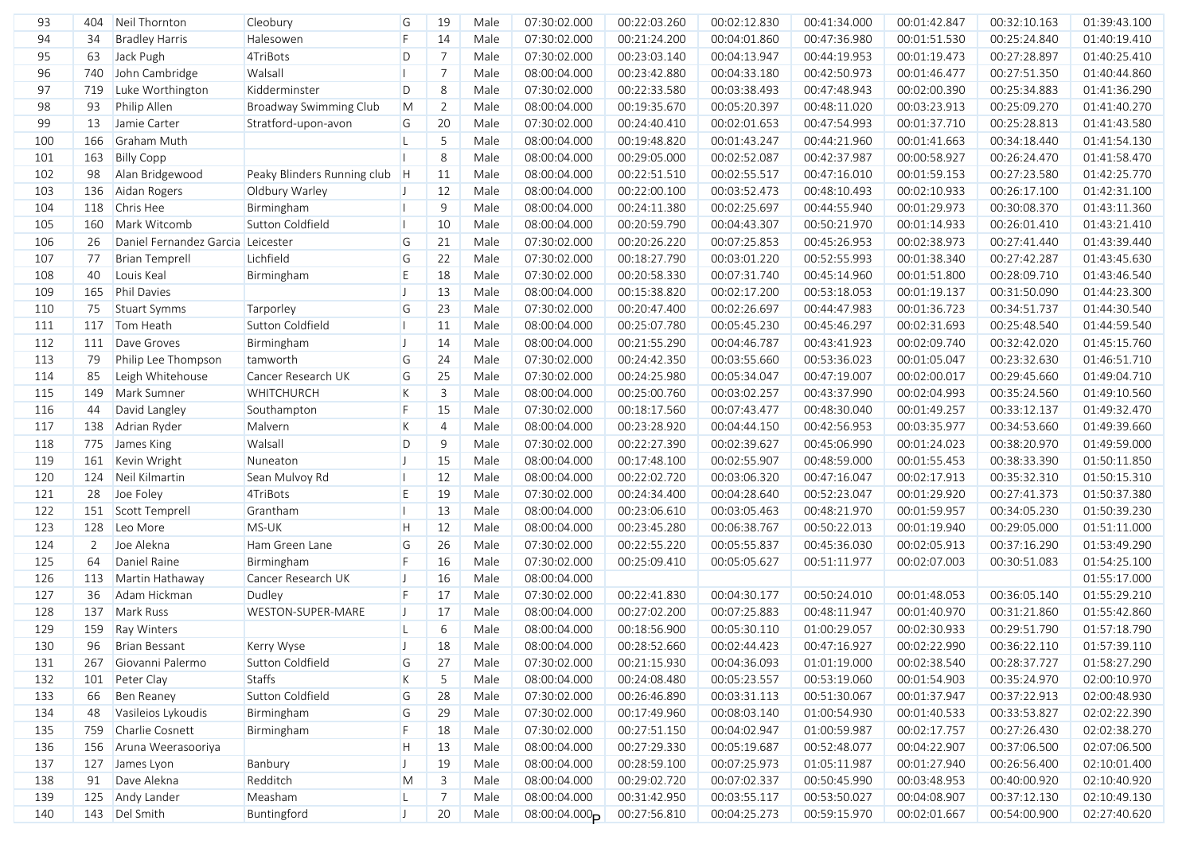| 93 | 404 | Neil Thornton | Cleobury | G | 19 | Male | 07:30:02.000 | 00:22:03.260 | 00:02:12.830 | 00:41:34.000 | 00:01:42.847 | 00:32:10.163 | 01:39:43.100 |
|---|---|---|---|---|---|---|---|---|---|---|---|---|---|
| 94 | 34 | Bradley Harris | Halesowen | F | 14 | Male | 07:30:02.000 | 00:21:24.200 | 00:04:01.860 | 00:47:36.980 | 00:01:51.530 | 00:25:24.840 | 01:40:19.410 |
| 95 | 63 | Jack Pugh | 4TriBots | D | 7 | Male | 07:30:02.000 | 00:23:03.140 | 00:04:13.947 | 00:44:19.953 | 00:01:19.473 | 00:27:28.897 | 01:40:25.410 |
| 96 | 740 | John Cambridge | Walsall | I | 7 | Male | 08:00:04.000 | 00:23:42.880 | 00:04:33.180 | 00:42:50.973 | 00:01:46.477 | 00:27:51.350 | 01:40:44.860 |
| 97 | 719 | Luke Worthington | Kidderminster | D | 8 | Male | 07:30:02.000 | 00:22:33.580 | 00:03:38.493 | 00:47:48.943 | 00:02:00.390 | 00:25:34.883 | 01:41:36.290 |
| 98 | 93 | Philip Allen | Broadway Swimming Club | M | 2 | Male | 08:00:04.000 | 00:19:35.670 | 00:05:20.397 | 00:48:11.020 | 00:03:23.913 | 00:25:09.270 | 01:41:40.270 |
| 99 | 13 | Jamie Carter | Stratford-upon-avon | G | 20 | Male | 07:30:02.000 | 00:24:40.410 | 00:02:01.653 | 00:47:54.993 | 00:01:37.710 | 00:25:28.813 | 01:41:43.580 |
| 100 | 166 | Graham Muth | | L | 5 | Male | 08:00:04.000 | 00:19:48.820 | 00:01:43.247 | 00:44:21.960 | 00:01:41.663 | 00:34:18.440 | 01:41:54.130 |
| 101 | 163 | Billy Copp | | I | 8 | Male | 08:00:04.000 | 00:29:05.000 | 00:02:52.087 | 00:42:37.987 | 00:00:58.927 | 00:26:24.470 | 01:41:58.470 |
| 102 | 98 | Alan Bridgewood | Peaky Blinders Running club | H | 11 | Male | 08:00:04.000 | 00:22:51.510 | 00:02:55.517 | 00:47:16.010 | 00:01:59.153 | 00:27:23.580 | 01:42:25.770 |
| 103 | 136 | Aidan Rogers | Oldbury Warley | J | 12 | Male | 08:00:04.000 | 00:22:00.100 | 00:03:52.473 | 00:48:10.493 | 00:02:10.933 | 00:26:17.100 | 01:42:31.100 |
| 104 | 118 | Chris Hee | Birmingham | I | 9 | Male | 08:00:04.000 | 00:24:11.380 | 00:02:25.697 | 00:44:55.940 | 00:01:29.973 | 00:30:08.370 | 01:43:11.360 |
| 105 | 160 | Mark Witcomb | Sutton Coldfield | I | 10 | Male | 08:00:04.000 | 00:20:59.790 | 00:04:43.307 | 00:50:21.970 | 00:01:14.933 | 00:26:01.410 | 01:43:21.410 |
| 106 | 26 | Daniel Fernandez Garcia | Leicester | G | 21 | Male | 07:30:02.000 | 00:20:26.220 | 00:07:25.853 | 00:45:26.953 | 00:02:38.973 | 00:27:41.440 | 01:43:39.440 |
| 107 | 77 | Brian Temprell | Lichfield | G | 22 | Male | 07:30:02.000 | 00:18:27.790 | 00:03:01.220 | 00:52:55.993 | 00:01:38.340 | 00:27:42.287 | 01:43:45.630 |
| 108 | 40 | Louis Keal | Birmingham | E | 18 | Male | 07:30:02.000 | 00:20:58.330 | 00:07:31.740 | 00:45:14.960 | 00:01:51.800 | 00:28:09.710 | 01:43:46.540 |
| 109 | 165 | Phil Davies | | J | 13 | Male | 08:00:04.000 | 00:15:38.820 | 00:02:17.200 | 00:53:18.053 | 00:01:19.137 | 00:31:50.090 | 01:44:23.300 |
| 110 | 75 | Stuart Symms | Tarporley | G | 23 | Male | 07:30:02.000 | 00:20:47.400 | 00:02:26.697 | 00:44:47.983 | 00:01:36.723 | 00:34:51.737 | 01:44:30.540 |
| 111 | 117 | Tom Heath | Sutton Coldfield | I | 11 | Male | 08:00:04.000 | 00:25:07.780 | 00:05:45.230 | 00:45:46.297 | 00:02:31.693 | 00:25:48.540 | 01:44:59.540 |
| 112 | 111 | Dave Groves | Birmingham | J | 14 | Male | 08:00:04.000 | 00:21:55.290 | 00:04:46.787 | 00:43:41.923 | 00:02:09.740 | 00:32:42.020 | 01:45:15.760 |
| 113 | 79 | Philip Lee Thompson | tamworth | G | 24 | Male | 07:30:02.000 | 00:24:42.350 | 00:03:55.660 | 00:53:36.023 | 00:01:05.047 | 00:23:32.630 | 01:46:51.710 |
| 114 | 85 | Leigh Whitehouse | Cancer Research UK | G | 25 | Male | 07:30:02.000 | 00:24:25.980 | 00:05:34.047 | 00:47:19.007 | 00:02:00.017 | 00:29:45.660 | 01:49:04.710 |
| 115 | 149 | Mark Sumner | WHITCHURCH | K | 3 | Male | 08:00:04.000 | 00:25:00.760 | 00:03:02.257 | 00:43:37.990 | 00:02:04.993 | 00:35:24.560 | 01:49:10.560 |
| 116 | 44 | David Langley | Southampton | F | 15 | Male | 07:30:02.000 | 00:18:17.560 | 00:07:43.477 | 00:48:30.040 | 00:01:49.257 | 00:33:12.137 | 01:49:32.470 |
| 117 | 138 | Adrian Ryder | Malvern | K | 4 | Male | 08:00:04.000 | 00:23:28.920 | 00:04:44.150 | 00:42:56.953 | 00:03:35.977 | 00:34:53.660 | 01:49:39.660 |
| 118 | 775 | James King | Walsall | D | 9 | Male | 07:30:02.000 | 00:22:27.390 | 00:02:39.627 | 00:45:06.990 | 00:01:24.023 | 00:38:20.970 | 01:49:59.000 |
| 119 | 161 | Kevin Wright | Nuneaton | J | 15 | Male | 08:00:04.000 | 00:17:48.100 | 00:02:55.907 | 00:48:59.000 | 00:01:55.453 | 00:38:33.390 | 01:50:11.850 |
| 120 | 124 | Neil Kilmartin | Sean Mulvoy Rd | I | 12 | Male | 08:00:04.000 | 00:22:02.720 | 00:03:06.320 | 00:47:16.047 | 00:02:17.913 | 00:35:32.310 | 01:50:15.310 |
| 121 | 28 | Joe Foley | 4TriBots | E | 19 | Male | 07:30:02.000 | 00:24:34.400 | 00:04:28.640 | 00:52:23.047 | 00:01:29.920 | 00:27:41.373 | 01:50:37.380 |
| 122 | 151 | Scott Temprell | Grantham | I | 13 | Male | 08:00:04.000 | 00:23:06.610 | 00:03:05.463 | 00:48:21.970 | 00:01:59.957 | 00:34:05.230 | 01:50:39.230 |
| 123 | 128 | Leo More | MS-UK | H | 12 | Male | 08:00:04.000 | 00:23:45.280 | 00:06:38.767 | 00:50:22.013 | 00:01:19.940 | 00:29:05.000 | 01:51:11.000 |
| 124 | 2 | Joe Alekna | Ham Green Lane | G | 26 | Male | 07:30:02.000 | 00:22:55.220 | 00:05:55.837 | 00:45:36.030 | 00:02:05.913 | 00:37:16.290 | 01:53:49.290 |
| 125 | 64 | Daniel Raine | Birmingham | F | 16 | Male | 07:30:02.000 | 00:25:09.410 | 00:05:05.627 | 00:51:11.977 | 00:02:07.003 | 00:30:51.083 | 01:54:25.100 |
| 126 | 113 | Martin Hathaway | Cancer Research UK | J | 16 | Male | 08:00:04.000 | | | | | | 01:55:17.000 |
| 127 | 36 | Adam Hickman | Dudley | F | 17 | Male | 07:30:02.000 | 00:22:41.830 | 00:04:30.177 | 00:50:24.010 | 00:01:48.053 | 00:36:05.140 | 01:55:29.210 |
| 128 | 137 | Mark Russ | WESTON-SUPER-MARE | J | 17 | Male | 08:00:04.000 | 00:27:02.200 | 00:07:25.883 | 00:48:11.947 | 00:01:40.970 | 00:31:21.860 | 01:55:42.860 |
| 129 | 159 | Ray Winters | | L | 6 | Male | 08:00:04.000 | 00:18:56.900 | 00:05:30.110 | 01:00:29.057 | 00:02:30.933 | 00:29:51.790 | 01:57:18.790 |
| 130 | 96 | Brian Bessant | Kerry Wyse | J | 18 | Male | 08:00:04.000 | 00:28:52.660 | 00:02:44.423 | 00:47:16.927 | 00:02:22.990 | 00:36:22.110 | 01:57:39.110 |
| 131 | 267 | Giovanni Palermo | Sutton Coldfield | G | 27 | Male | 07:30:02.000 | 00:21:15.930 | 00:04:36.093 | 01:01:19.000 | 00:02:38.540 | 00:28:37.727 | 01:58:27.290 |
| 132 | 101 | Peter Clay | Staffs | K | 5 | Male | 08:00:04.000 | 00:24:08.480 | 00:05:23.557 | 00:53:19.060 | 00:01:54.903 | 00:35:24.970 | 02:00:10.970 |
| 133 | 66 | Ben Reaney | Sutton Coldfield | G | 28 | Male | 07:30:02.000 | 00:26:46.890 | 00:03:31.113 | 00:51:30.067 | 00:01:37.947 | 00:37:22.913 | 02:00:48.930 |
| 134 | 48 | Vasileios Lykoudis | Birmingham | G | 29 | Male | 07:30:02.000 | 00:17:49.960 | 00:08:03.140 | 01:00:54.930 | 00:01:40.533 | 00:33:53.827 | 02:02:22.390 |
| 135 | 759 | Charlie Cosnett | Birmingham | F | 18 | Male | 07:30:02.000 | 00:27:51.150 | 00:04:02.947 | 01:00:59.987 | 00:02:17.757 | 00:27:26.430 | 02:02:38.270 |
| 136 | 156 | Aruna Weerasooriya | | H | 13 | Male | 08:00:04.000 | 00:27:29.330 | 00:05:19.687 | 00:52:48.077 | 00:04:22.907 | 00:37:06.500 | 02:07:06.500 |
| 137 | 127 | James Lyon | Banbury | J | 19 | Male | 08:00:04.000 | 00:28:59.100 | 00:07:25.973 | 01:05:11.987 | 00:01:27.940 | 00:26:56.400 | 02:10:01.400 |
| 138 | 91 | Dave Alekna | Redditch | M | 3 | Male | 08:00:04.000 | 00:29:02.720 | 00:07:02.337 | 00:50:45.990 | 00:03:48.953 | 00:40:00.920 | 02:10:40.920 |
| 139 | 125 | Andy Lander | Measham | L | 7 | Male | 08:00:04.000 | 00:31:42.950 | 00:03:55.117 | 00:53:50.027 | 00:04:08.907 | 00:37:12.130 | 02:10:49.130 |
| 140 | 143 | Del Smith | Buntingford | J | 20 | Male | 08:00:04.000 | 00:27:56.810 | 00:04:25.273 | 00:59:15.970 | 00:02:01.667 | 00:54:00.900 | 02:27:40.620 |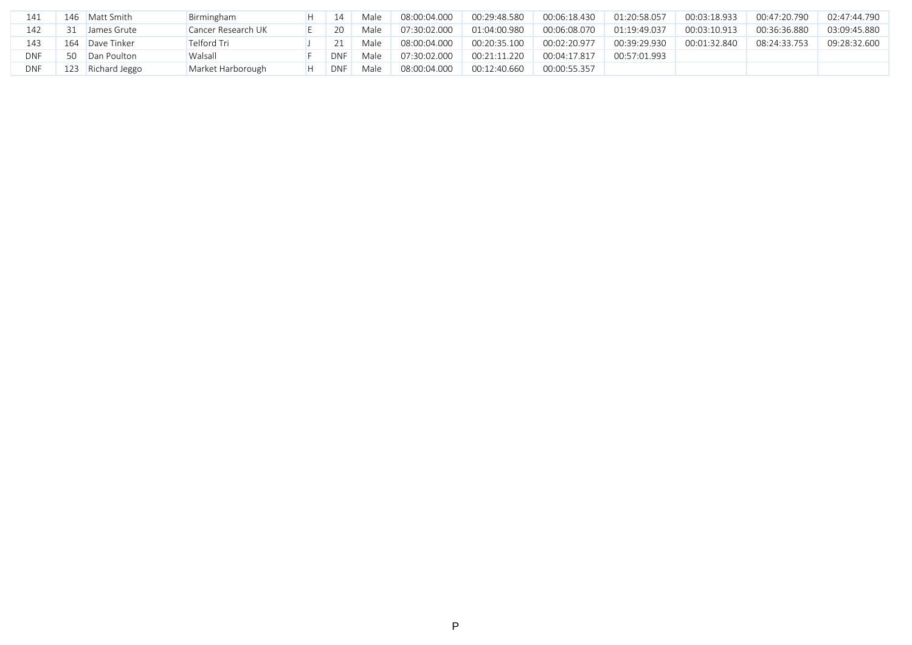| | | | | | | | | | | | | | |
|---|---|---|---|---|---|---|---|---|---|---|---|---|---|
| 141 | 146 | Matt Smith | Birmingham | H | 14 | Male | 08:00:04.000 | 00:29:48.580 | 00:06:18.430 | 01:20:58.057 | 00:03:18.933 | 00:47:20.790 | 02:47:44.790 |
| 142 | 31 | James Grute | Cancer Research UK | E | 20 | Male | 07:30:02.000 | 01:04:00.980 | 00:06:08.070 | 01:19:49.037 | 00:03:10.913 | 00:36:36.880 | 03:09:45.880 |
| 143 | 164 | Dave Tinker | Telford Tri | J | 21 | Male | 08:00:04.000 | 00:20:35.100 | 00:02:20.977 | 00:39:29.930 | 00:01:32.840 | 08:24:33.753 | 09:28:32.600 |
| DNF | 50 | Dan Poulton | Walsall | F | DNF | Male | 07:30:02.000 | 00:21:11.220 | 00:04:17.817 | 00:57:01.993 | | | |
| DNF | 123 | Richard Jeggo | Market Harborough | H | DNF | Male | 08:00:04.000 | 00:12:40.660 | 00:00:55.357 | | | | |

P